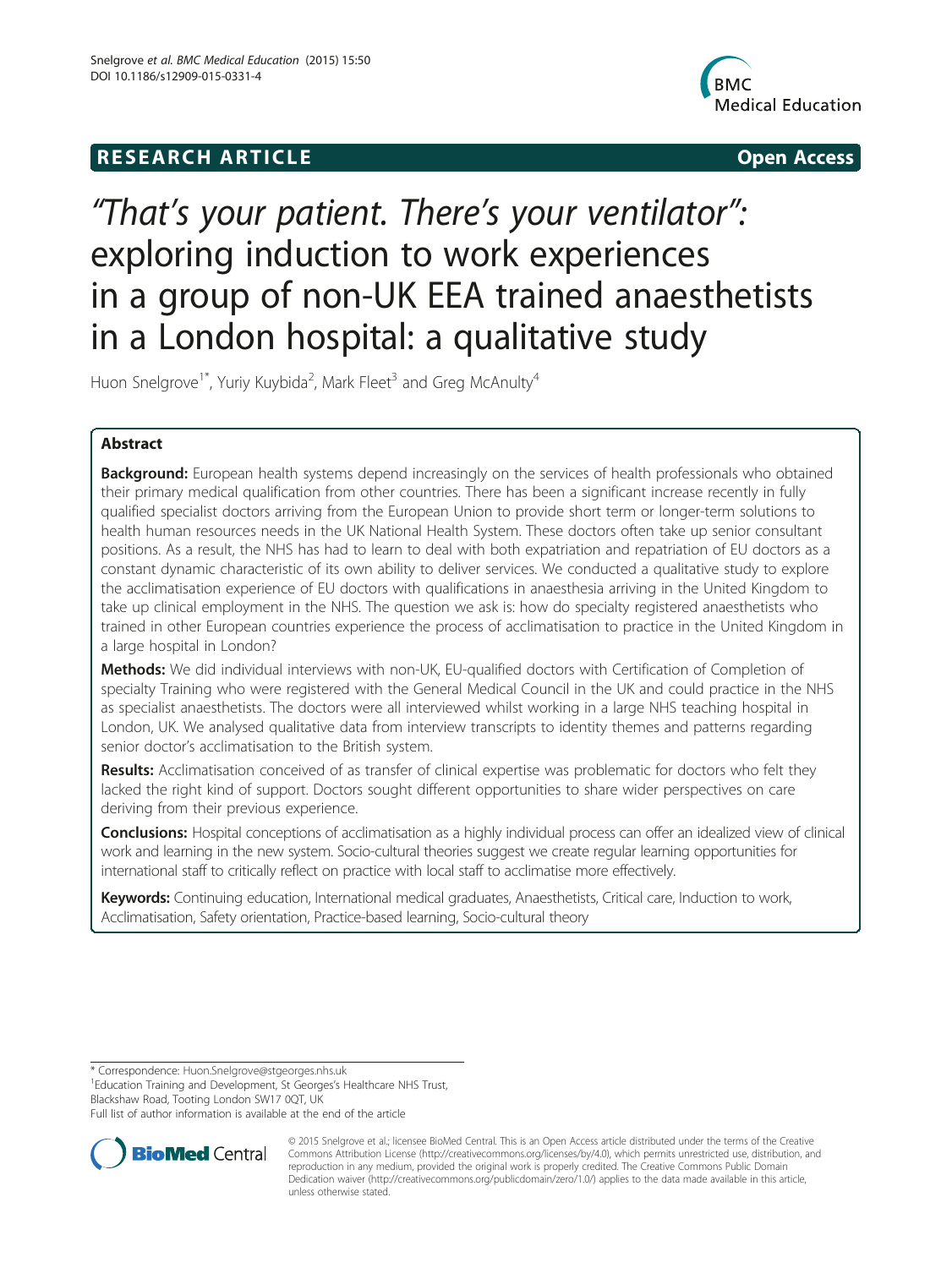RESEARCH ARTICLE Open Access

# "That's your patient. There's your ventilator": exploring induction to work experiences in a group of non-UK EEA trained anaesthetists in a London hospital: a qualitative study

Huon Snelgrove[1*], Yuriy Kuybida[2], Mark Fleet[3] and Greg McAnulty[4]

## Abstract

**Background:** European health systems depend increasingly on the services of health professionals who obtained their primary medical qualification from other countries. There has been a significant increase recently in fully qualified specialist doctors arriving from the European Union to provide short term or longer-term solutions to health human resources needs in the UK National Health System. These doctors often take up senior consultant positions. As a result, the NHS has had to learn to deal with both expatriation and repatriation of EU doctors as a constant dynamic characteristic of its own ability to deliver services. We conducted a qualitative study to explore the acclimatisation experience of EU doctors with qualifications in anaesthesia arriving in the United Kingdom to take up clinical employment in the NHS. The question we ask is: how do specialty registered anaesthetists who trained in other European countries experience the process of acclimatisation to practice in the United Kingdom in a large hospital in London?

**Methods:** We did individual interviews with non-UK, EU-qualified doctors with Certification of Completion of specialty Training who were registered with the General Medical Council in the UK and could practice in the NHS as specialist anaesthetists. The doctors were all interviewed whilst working in a large NHS teaching hospital in London, UK. We analysed qualitative data from interview transcripts to identity themes and patterns regarding senior doctor's acclimatisation to the British system.

**Results:** Acclimatisation conceived of as transfer of clinical expertise was problematic for doctors who felt they lacked the right kind of support. Doctors sought different opportunities to share wider perspectives on care deriving from their previous experience.

**Conclusions:** Hospital conceptions of acclimatisation as a highly individual process can offer an idealized view of clinical work and learning in the new system. Socio-cultural theories suggest we create regular learning opportunities for international staff to critically reflect on practice with local staff to acclimatise more effectively.

**Keywords:** Continuing education, International medical graduates, Anaesthetists, Critical care, Induction to work, Acclimatisation, Safety orientation, Practice-based learning, Socio-cultural theory

---

\* Correspondence: Huon.Snelgrove@stgeorges.nhs.uk
[1]Education Training and Development, St Georges's Healthcare NHS Trust, Blackshaw Road, Tooting London SW17 0QT, UK
Full list of author information is available at the end of the article

© 2015 Snelgrove et al.; licensee BioMed Central. This is an Open Access article distributed under the terms of the Creative Commons Attribution License (http://creativecommons.org/licenses/by/4.0), which permits unrestricted use, distribution, and reproduction in any medium, provided the original work is properly credited. The Creative Commons Public Domain Dedication waiver (http://creativecommons.org/publicdomain/zero/1.0/) applies to the data made available in this article, unless otherwise stated.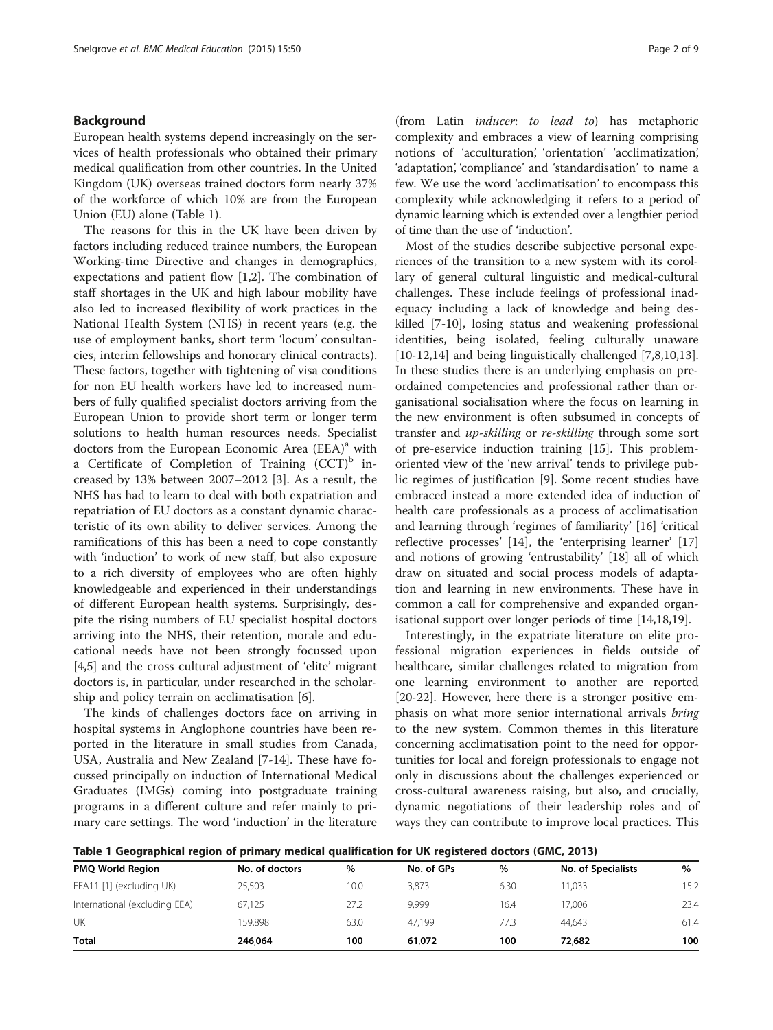## Background

European health systems depend increasingly on the services of health professionals who obtained their primary medical qualification from other countries. In the United Kingdom (UK) overseas trained doctors form nearly 37% of the workforce of which 10% are from the European Union (EU) alone (Table 1).

The reasons for this in the UK have been driven by factors including reduced trainee numbers, the European Working-time Directive and changes in demographics, expectations and patient flow [1,2]. The combination of staff shortages in the UK and high labour mobility have also led to increased flexibility of work practices in the National Health System (NHS) in recent years (e.g. the use of employment banks, short term 'locum' consultancies, interim fellowships and honorary clinical contracts). These factors, together with tightening of visa conditions for non EU health workers have led to increased numbers of fully qualified specialist doctors arriving from the European Union to provide short term or longer term solutions to health human resources needs. Specialist doctors from the European Economic Area (EEA)[a] with a Certificate of Completion of Training (CCT)[b] increased by 13% between 2007–2012 [3]. As a result, the NHS has had to learn to deal with both expatriation and repatriation of EU doctors as a constant dynamic characteristic of its own ability to deliver services. Among the ramifications of this has been a need to cope constantly with 'induction' to work of new staff, but also exposure to a rich diversity of employees who are often highly knowledgeable and experienced in their understandings of different European health systems. Surprisingly, despite the rising numbers of EU specialist hospital doctors arriving into the NHS, their retention, morale and educational needs have not been strongly focussed upon [4,5] and the cross cultural adjustment of 'elite' migrant doctors is, in particular, under researched in the scholarship and policy terrain on acclimatisation [6].

The kinds of challenges doctors face on arriving in hospital systems in Anglophone countries have been reported in the literature in small studies from Canada, USA, Australia and New Zealand [7-14]. These have focussed principally on induction of International Medical Graduates (IMGs) coming into postgraduate training programs in a different culture and refer mainly to primary care settings. The word 'induction' in the literature (from Latin *inducer*: *to lead to*) has metaphoric complexity and embraces a view of learning comprising notions of 'acculturation', 'orientation' 'acclimatization', 'adaptation', 'compliance' and 'standardisation' to name a few. We use the word 'acclimatisation' to encompass this complexity while acknowledging it refers to a period of dynamic learning which is extended over a lengthier period of time than the use of 'induction'.

Most of the studies describe subjective personal experiences of the transition to a new system with its corollary of general cultural linguistic and medical-cultural challenges. These include feelings of professional inadequacy including a lack of knowledge and being deskilled [7-10], losing status and weakening professional identities, being isolated, feeling culturally unaware [10-12,14] and being linguistically challenged [7,8,10,13]. In these studies there is an underlying emphasis on preordained competencies and professional rather than organisational socialisation where the focus on learning in the new environment is often subsumed in concepts of transfer and *up-skilling* or *re-skilling* through some sort of pre-eservice induction training [15]. This problem-oriented view of the 'new arrival' tends to privilege public regimes of justification [9]. Some recent studies have embraced instead a more extended idea of induction of health care professionals as a process of acclimatisation and learning through 'regimes of familiarity' [16] 'critical reflective processes' [14], the 'enterprising learner' [17] and notions of growing 'entrustability' [18] all of which draw on situated and social process models of adaptation and learning in new environments. These have in common a call for comprehensive and expanded organisational support over longer periods of time [14,18,19].

Interestingly, in the expatriate literature on elite professional migration experiences in fields outside of healthcare, similar challenges related to migration from one learning environment to another are reported [20-22]. However, here there is a stronger positive emphasis on what more senior international arrivals *bring* to the new system. Common themes in this literature concerning acclimatisation point to the need for opportunities for local and foreign professionals to engage not only in discussions about the challenges experienced or cross-cultural awareness raising, but also, and crucially, dynamic negotiations of their leadership roles and of ways they can contribute to improve local practices. This

**Table 1 Geographical region of primary medical qualification for UK registered doctors (GMC, 2013)**

| PMQ World Region | No. of doctors | % | No. of GPs | % | No. of Specialists | % |
|---|---|---|---|---|---|---|
| EEA11 [1] (excluding UK) | 25,503 | 10.0 | 3,873 | 6.30 | 11,033 | 15.2 |
| International (excluding EEA) | 67,125 | 27.2 | 9,999 | 16.4 | 17,006 | 23.4 |
| UK | 159,898 | 63.0 | 47,199 | 77.3 | 44,643 | 61.4 |
| **Total** | **246,064** | **100** | **61,072** | **100** | **72,682** | **100** |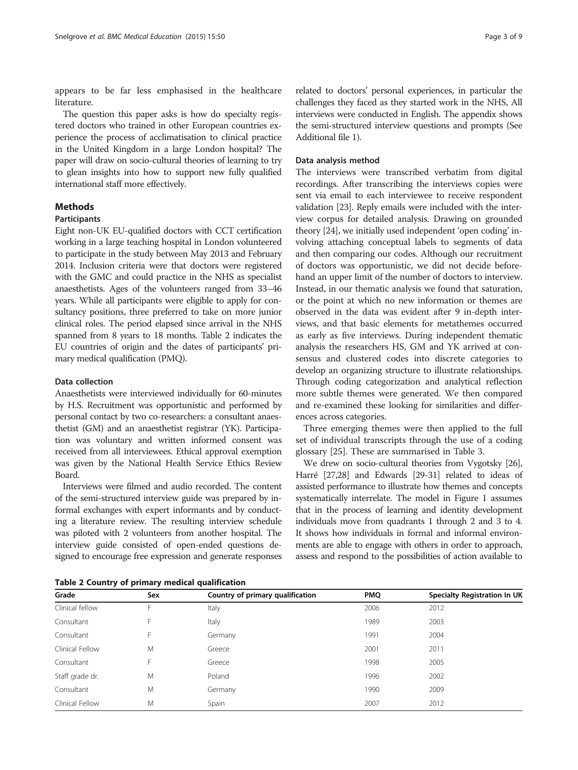appears to be far less emphasised in the healthcare literature.

The question this paper asks is how do specialty registered doctors who trained in other European countries experience the process of acclimatisation to clinical practice in the United Kingdom in a large London hospital? The paper will draw on socio-cultural theories of learning to try to glean insights into how to support new fully qualified international staff more effectively.

## Methods

### Participants

Eight non-UK EU-qualified doctors with CCT certification working in a large teaching hospital in London volunteered to participate in the study between May 2013 and February 2014. Inclusion criteria were that doctors were registered with the GMC and could practice in the NHS as specialist anaesthetists. Ages of the volunteers ranged from 33–46 years. While all participants were eligible to apply for consultancy positions, three preferred to take on more junior clinical roles. The period elapsed since arrival in the NHS spanned from 8 years to 18 months. Table 2 indicates the EU countries of origin and the dates of participants' primary medical qualification (PMQ).

### Data collection

Anaesthetists were interviewed individually for 60-minutes by H.S. Recruitment was opportunistic and performed by personal contact by two co-researchers: a consultant anaesthetist (GM) and an anaesthetist registrar (YK). Participation was voluntary and written informed consent was received from all interviewees. Ethical approval exemption was given by the National Health Service Ethics Review Board.

Interviews were filmed and audio recorded. The content of the semi-structured interview guide was prepared by informal exchanges with expert informants and by conducting a literature review. The resulting interview schedule was piloted with 2 volunteers from another hospital. The interview guide consisted of open-ended questions designed to encourage free expression and generate responses related to doctors' personal experiences, in particular the challenges they faced as they started work in the NHS, All interviews were conducted in English. The appendix shows the semi-structured interview questions and prompts (See Additional file 1).

### Data analysis method

The interviews were transcribed verbatim from digital recordings. After transcribing the interviews copies were sent via email to each interviewee to receive respondent validation [23]. Reply emails were included with the interview corpus for detailed analysis. Drawing on grounded theory [24], we initially used independent 'open coding' involving attaching conceptual labels to segments of data and then comparing our codes. Although our recruitment of doctors was opportunistic, we did not decide beforehand an upper limit of the number of doctors to interview. Instead, in our thematic analysis we found that saturation, or the point at which no new information or themes are observed in the data was evident after 9 in-depth interviews, and that basic elements for metathemes occurred as early as five interviews. During independent thematic analysis the researchers HS, GM and YK arrived at consensus and clustered codes into discrete categories to develop an organizing structure to illustrate relationships. Through coding categorization and analytical reflection more subtle themes were generated. We then compared and re-examined these looking for similarities and differences across categories.

Three emerging themes were then applied to the full set of individual transcripts through the use of a coding glossary [25]. These are summarised in Table 3.

We drew on socio-cultural theories from Vygotsky [26], Harré [27,28] and Edwards [29-31] related to ideas of assisted performance to illustrate how themes and concepts systematically interrelate. The model in Figure 1 assumes that in the process of learning and identity development individuals move from quadrants 1 through 2 and 3 to 4. It shows how individuals in formal and informal environments are able to engage with others in order to approach, assess and respond to the possibilities of action available to

**Table 2 Country of primary medical qualification**

| Grade | Sex | Country of primary qualification | PMQ | Specialty Registration In UK |
|---|---|---|---|---|
| Clinical fellow | F | Italy | 2006 | 2012 |
| Consultant | F | Italy | 1989 | 2003 |
| Consultant | F | Germany | 1991 | 2004 |
| Clinical Fellow | M | Greece | 2001 | 2011 |
| Consultant | F | Greece | 1998 | 2005 |
| Staff grade dr. | M | Poland | 1996 | 2002 |
| Consultant | M | Germany | 1990 | 2009 |
| Clinical Fellow | M | Spain | 2007 | 2012 |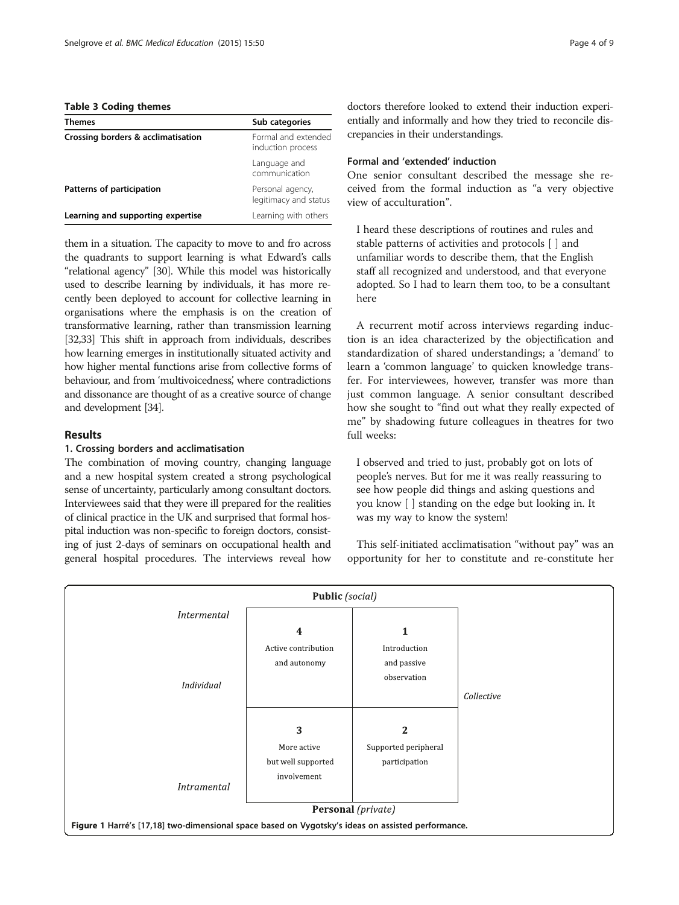**Table 3 Coding themes**

| Themes | Sub categories |
| --- | --- |
| **Crossing borders & acclimatisation** | Formal and extended induction process |
| | Language and communication |
| **Patterns of participation** | Personal agency, legitimacy and status |
| **Learning and supporting expertise** | Learning with others |

them in a situation. The capacity to move to and fro across the quadrants to support learning is what Edward's calls "relational agency" [30]. While this model was historically used to describe learning by individuals, it has more recently been deployed to account for collective learning in organisations where the emphasis is on the creation of transformative learning, rather than transmission learning [32,33] This shift in approach from individuals, describes how learning emerges in institutionally situated activity and how higher mental functions arise from collective forms of behaviour, and from 'multivoicedness', where contradictions and dissonance are thought of as a creative source of change and development [34].

## Results

### 1. Crossing borders and acclimatisation

The combination of moving country, changing language and a new hospital system created a strong psychological sense of uncertainty, particularly among consultant doctors. Interviewees said that they were ill prepared for the realities of clinical practice in the UK and surprised that formal hospital induction was non-specific to foreign doctors, consisting of just 2-days of seminars on occupational health and general hospital procedures. The interviews reveal how doctors therefore looked to extend their induction experientially and informally and how they tried to reconcile discrepancies in their understandings.

#### Formal and 'extended' induction

One senior consultant described the message she received from the formal induction as "a very objective view of acculturation".

> I heard these descriptions of routines and rules and stable patterns of activities and protocols [ ] and unfamiliar words to describe them, that the English staff all recognized and understood, and that everyone adopted. So I had to learn them too, to be a consultant here

A recurrent motif across interviews regarding induction is an idea characterized by the objectification and standardization of shared understandings; a 'demand' to learn a 'common language' to quicken knowledge transfer. For interviewees, however, transfer was more than just common language. A senior consultant described how she sought to "find out what they really expected of me" by shadowing future colleagues in theatres for two full weeks:

> I observed and tried to just, probably got on lots of people's nerves. But for me it was really reassuring to see how people did things and asking questions and you know [ ] standing on the edge but looking in. It was my way to know the system!

This self-initiated acclimatisation "without pay" was an opportunity for her to constitute and re-constitute her

| | **Public** *(social)* | | |
| --- | --- | --- | --- |
| *Intermental* / *Individual* | **4** Active contribution and autonomy | **1** Introduction and passive observation | *Collective* |
| *Intramental* | **3** More active but well supported involvement | **2** Supported peripheral participation | |
| | **Personal** *(private)* | | |

**Figure 1** Harré's [17,18] two-dimensional space based on Vygotsky's ideas on assisted performance.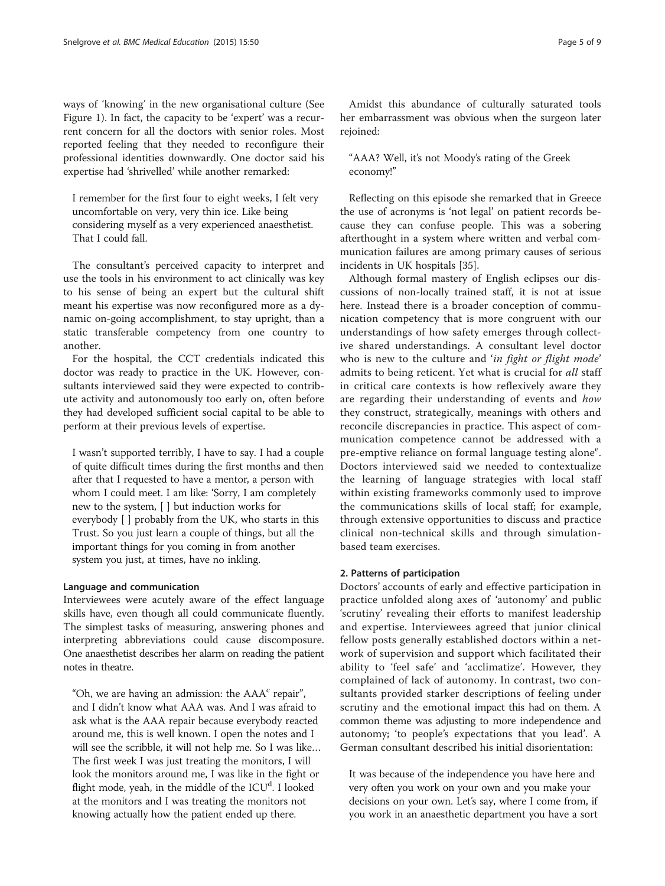ways of 'knowing' in the new organisational culture (See Figure 1). In fact, the capacity to be 'expert' was a recurrent concern for all the doctors with senior roles. Most reported feeling that they needed to reconfigure their professional identities downwardly. One doctor said his expertise had 'shrivelled' while another remarked:

> I remember for the first four to eight weeks, I felt very uncomfortable on very, very thin ice. Like being considering myself as a very experienced anaesthetist. That I could fall.

The consultant's perceived capacity to interpret and use the tools in his environment to act clinically was key to his sense of being an expert but the cultural shift meant his expertise was now reconfigured more as a dynamic on-going accomplishment, to stay upright, than a static transferable competency from one country to another.

For the hospital, the CCT credentials indicated this doctor was ready to practice in the UK. However, consultants interviewed said they were expected to contribute activity and autonomously too early on, often before they had developed sufficient social capital to be able to perform at their previous levels of expertise.

> I wasn't supported terribly, I have to say. I had a couple of quite difficult times during the first months and then after that I requested to have a mentor, a person with whom I could meet. I am like: 'Sorry, I am completely new to the system, [ ] but induction works for everybody [ ] probably from the UK, who starts in this Trust. So you just learn a couple of things, but all the important things for you coming in from another system you just, at times, have no inkling.

#### Language and communication

Interviewees were acutely aware of the effect language skills have, even though all could communicate fluently. The simplest tasks of measuring, answering phones and interpreting abbreviations could cause discomposure. One anaesthetist describes her alarm on reading the patient notes in theatre.

> "Oh, we are having an admission: the AAA[c] repair", and I didn't know what AAA was. And I was afraid to ask what is the AAA repair because everybody reacted around me, this is well known. I open the notes and I will see the scribble, it will not help me. So I was like… The first week I was just treating the monitors, I will look the monitors around me, I was like in the fight or flight mode, yeah, in the middle of the ICU[d]. I looked at the monitors and I was treating the monitors not knowing actually how the patient ended up there.

Amidst this abundance of culturally saturated tools her embarrassment was obvious when the surgeon later rejoined:

> "AAA? Well, it's not Moody's rating of the Greek economy!"

Reflecting on this episode she remarked that in Greece the use of acronyms is 'not legal' on patient records because they can confuse people. This was a sobering afterthought in a system where written and verbal communication failures are among primary causes of serious incidents in UK hospitals [35].

Although formal mastery of English eclipses our discussions of non-locally trained staff, it is not at issue here. Instead there is a broader conception of communication competency that is more congruent with our understandings of how safety emerges through collective shared understandings. A consultant level doctor who is new to the culture and '*in fight or flight mode*' admits to being reticent. Yet what is crucial for *all* staff in critical care contexts is how reflexively aware they are regarding their understanding of events and *how* they construct, strategically, meanings with others and reconcile discrepancies in practice. This aspect of communication competence cannot be addressed with a pre-emptive reliance on formal language testing alone[e]. Doctors interviewed said we needed to contextualize the learning of language strategies with local staff within existing frameworks commonly used to improve the communications skills of local staff; for example, through extensive opportunities to discuss and practice clinical non-technical skills and through simulation-based team exercises.

#### 2. Patterns of participation

Doctors' accounts of early and effective participation in practice unfolded along axes of 'autonomy' and public 'scrutiny' revealing their efforts to manifest leadership and expertise. Interviewees agreed that junior clinical fellow posts generally established doctors within a network of supervision and support which facilitated their ability to 'feel safe' and 'acclimatize'. However, they complained of lack of autonomy. In contrast, two consultants provided starker descriptions of feeling under scrutiny and the emotional impact this had on them. A common theme was adjusting to more independence and autonomy; 'to people's expectations that you lead'. A German consultant described his initial disorientation:

> It was because of the independence you have here and very often you work on your own and you make your decisions on your own. Let's say, where I come from, if you work in an anaesthetic department you have a sort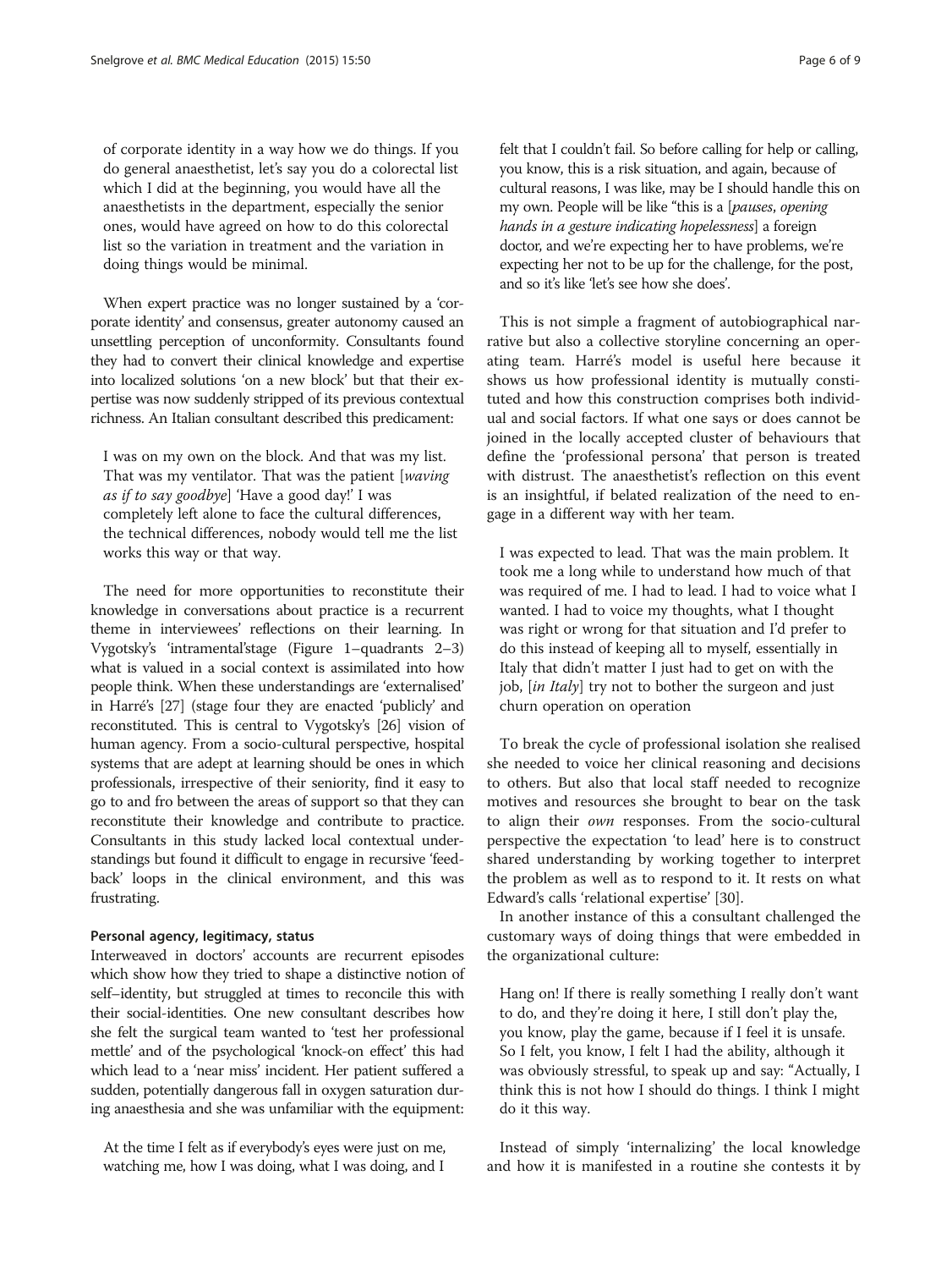of corporate identity in a way how we do things. If you do general anaesthetist, let's say you do a colorectal list which I did at the beginning, you would have all the anaesthetists in the department, especially the senior ones, would have agreed on how to do this colorectal list so the variation in treatment and the variation in doing things would be minimal.

When expert practice was no longer sustained by a 'corporate identity' and consensus, greater autonomy caused an unsettling perception of unconformity. Consultants found they had to convert their clinical knowledge and expertise into localized solutions 'on a new block' but that their expertise was now suddenly stripped of its previous contextual richness. An Italian consultant described this predicament:

> I was on my own on the block. And that was my list. That was my ventilator. That was the patient [*waving as if to say goodbye*] 'Have a good day!' I was completely left alone to face the cultural differences, the technical differences, nobody would tell me the list works this way or that way.

The need for more opportunities to reconstitute their knowledge in conversations about practice is a recurrent theme in interviewees' reflections on their learning. In Vygotsky's 'intramental'stage (Figure 1–quadrants 2–3) what is valued in a social context is assimilated into how people think. When these understandings are 'externalised' in Harré's [27] (stage four they are enacted 'publicly' and reconstituted. This is central to Vygotsky's [26] vision of human agency. From a socio-cultural perspective, hospital systems that are adept at learning should be ones in which professionals, irrespective of their seniority, find it easy to go to and fro between the areas of support so that they can reconstitute their knowledge and contribute to practice. Consultants in this study lacked local contextual understandings but found it difficult to engage in recursive 'feedback' loops in the clinical environment, and this was frustrating.

#### Personal agency, legitimacy, status

Interweaved in doctors' accounts are recurrent episodes which show how they tried to shape a distinctive notion of self–identity, but struggled at times to reconcile this with their social-identities. One new consultant describes how she felt the surgical team wanted to 'test her professional mettle' and of the psychological 'knock-on effect' this had which lead to a 'near miss' incident. Her patient suffered a sudden, potentially dangerous fall in oxygen saturation during anaesthesia and she was unfamiliar with the equipment:

> At the time I felt as if everybody's eyes were just on me, watching me, how I was doing, what I was doing, and I felt that I couldn't fail. So before calling for help or calling, you know, this is a risk situation, and again, because of cultural reasons, I was like, may be I should handle this on my own. People will be like "this is a [*pauses*, *opening hands in a gesture indicating hopelessness*] a foreign doctor, and we're expecting her to have problems, we're expecting her not to be up for the challenge, for the post, and so it's like 'let's see how she does'.

This is not simple a fragment of autobiographical narrative but also a collective storyline concerning an operating team. Harré's model is useful here because it shows us how professional identity is mutually constituted and how this construction comprises both individual and social factors. If what one says or does cannot be joined in the locally accepted cluster of behaviours that define the 'professional persona' that person is treated with distrust. The anaesthetist's reflection on this event is an insightful, if belated realization of the need to engage in a different way with her team.

> I was expected to lead. That was the main problem. It took me a long while to understand how much of that was required of me. I had to lead. I had to voice what I wanted. I had to voice my thoughts, what I thought was right or wrong for that situation and I'd prefer to do this instead of keeping all to myself, essentially in Italy that didn't matter I just had to get on with the job, [*in Italy*] try not to bother the surgeon and just churn operation on operation

To break the cycle of professional isolation she realised she needed to voice her clinical reasoning and decisions to others. But also that local staff needed to recognize motives and resources she brought to bear on the task to align their *own* responses. From the socio-cultural perspective the expectation 'to lead' here is to construct shared understanding by working together to interpret the problem as well as to respond to it. It rests on what Edward's calls 'relational expertise' [30].

In another instance of this a consultant challenged the customary ways of doing things that were embedded in the organizational culture:

> Hang on! If there is really something I really don't want to do, and they're doing it here, I still don't play the, you know, play the game, because if I feel it is unsafe. So I felt, you know, I felt I had the ability, although it was obviously stressful, to speak up and say: "Actually, I think this is not how I should do things. I think I might do it this way.

Instead of simply 'internalizing' the local knowledge and how it is manifested in a routine she contests it by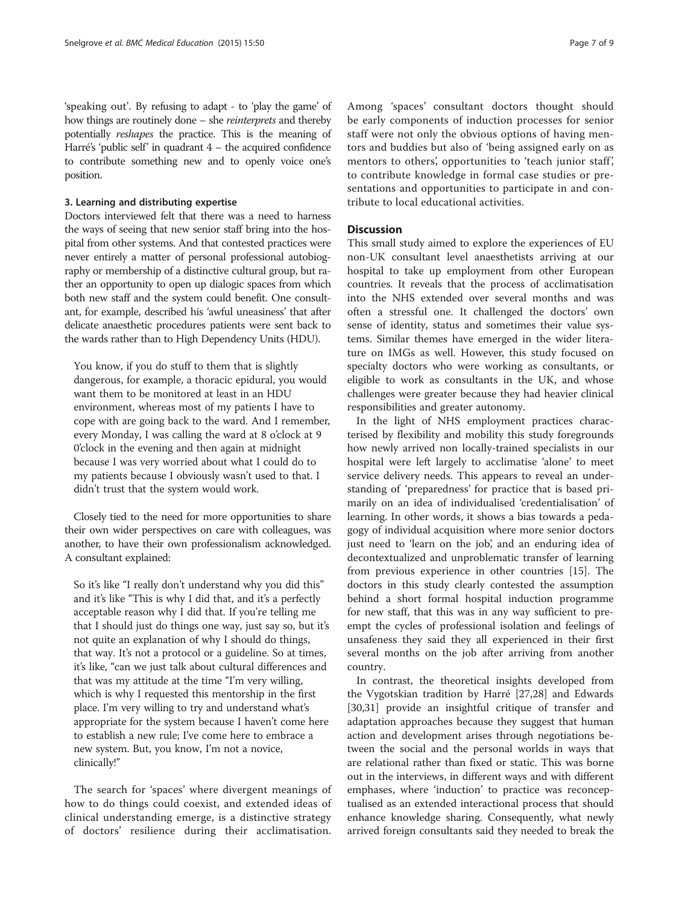'speaking out'. By refusing to adapt - to 'play the game' of how things are routinely done – she *reinterprets* and thereby potentially *reshapes* the practice. This is the meaning of Harré's 'public self' in quadrant 4 – the acquired confidence to contribute something new and to openly voice one's position.

#### 3. Learning and distributing expertise

Doctors interviewed felt that there was a need to harness the ways of seeing that new senior staff bring into the hospital from other systems. And that contested practices were never entirely a matter of personal professional autobiography or membership of a distinctive cultural group, but rather an opportunity to open up dialogic spaces from which both new staff and the system could benefit. One consultant, for example, described his 'awful uneasiness' that after delicate anaesthetic procedures patients were sent back to the wards rather than to High Dependency Units (HDU).

> You know, if you do stuff to them that is slightly dangerous, for example, a thoracic epidural, you would want them to be monitored at least in an HDU environment, whereas most of my patients I have to cope with are going back to the ward. And I remember, every Monday, I was calling the ward at 8 o'clock at 9 0'clock in the evening and then again at midnight because I was very worried about what I could do to my patients because I obviously wasn't used to that. I didn't trust that the system would work.

Closely tied to the need for more opportunities to share their own wider perspectives on care with colleagues, was another, to have their own professionalism acknowledged. A consultant explained:

> So it's like "I really don't understand why you did this" and it's like "This is why I did that, and it's a perfectly acceptable reason why I did that. If you're telling me that I should just do things one way, just say so, but it's not quite an explanation of why I should do things, that way. It's not a protocol or a guideline. So at times, it's like, "can we just talk about cultural differences and that was my attitude at the time "I'm very willing, which is why I requested this mentorship in the first place. I'm very willing to try and understand what's appropriate for the system because I haven't come here to establish a new rule; I've come here to embrace a new system. But, you know, I'm not a novice, clinically!"

The search for 'spaces' where divergent meanings of how to do things could coexist, and extended ideas of clinical understanding emerge, is a distinctive strategy of doctors' resilience during their acclimatisation. Among 'spaces' consultant doctors thought should be early components of induction processes for senior staff were not only the obvious options of having mentors and buddies but also of 'being assigned early on as mentors to others', opportunities to 'teach junior staff', to contribute knowledge in formal case studies or presentations and opportunities to participate in and contribute to local educational activities.

## Discussion

This small study aimed to explore the experiences of EU non-UK consultant level anaesthetists arriving at our hospital to take up employment from other European countries. It reveals that the process of acclimatisation into the NHS extended over several months and was often a stressful one. It challenged the doctors' own sense of identity, status and sometimes their value systems. Similar themes have emerged in the wider literature on IMGs as well. However, this study focused on specialty doctors who were working as consultants, or eligible to work as consultants in the UK, and whose challenges were greater because they had heavier clinical responsibilities and greater autonomy.

In the light of NHS employment practices characterised by flexibility and mobility this study foregrounds how newly arrived non locally-trained specialists in our hospital were left largely to acclimatise 'alone' to meet service delivery needs. This appears to reveal an understanding of 'preparedness' for practice that is based primarily on an idea of individualised 'credentialisation' of learning. In other words, it shows a bias towards a pedagogy of individual acquisition where more senior doctors just need to 'learn on the job', and an enduring idea of decontextualized and unproblematic transfer of learning from previous experience in other countries [15]. The doctors in this study clearly contested the assumption behind a short formal hospital induction programme for new staff, that this was in any way sufficient to preempt the cycles of professional isolation and feelings of unsafeness they said they all experienced in their first several months on the job after arriving from another country.

In contrast, the theoretical insights developed from the Vygotskian tradition by Harré [27,28] and Edwards [30,31] provide an insightful critique of transfer and adaptation approaches because they suggest that human action and development arises through negotiations between the social and the personal worlds in ways that are relational rather than fixed or static. This was borne out in the interviews, in different ways and with different emphases, where 'induction' to practice was reconceptualised as an extended interactional process that should enhance knowledge sharing. Consequently, what newly arrived foreign consultants said they needed to break the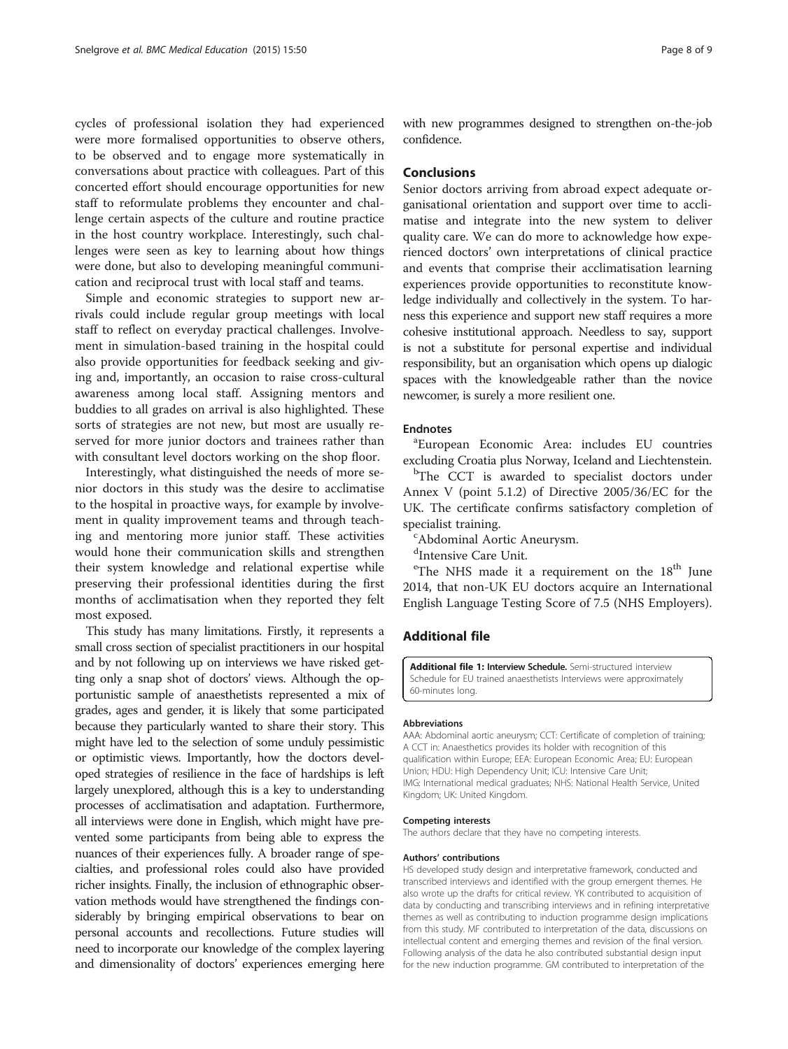cycles of professional isolation they had experienced were more formalised opportunities to observe others, to be observed and to engage more systematically in conversations about practice with colleagues. Part of this concerted effort should encourage opportunities for new staff to reformulate problems they encounter and challenge certain aspects of the culture and routine practice in the host country workplace. Interestingly, such challenges were seen as key to learning about how things were done, but also to developing meaningful communication and reciprocal trust with local staff and teams.

Simple and economic strategies to support new arrivals could include regular group meetings with local staff to reflect on everyday practical challenges. Involvement in simulation-based training in the hospital could also provide opportunities for feedback seeking and giving and, importantly, an occasion to raise cross-cultural awareness among local staff. Assigning mentors and buddies to all grades on arrival is also highlighted. These sorts of strategies are not new, but most are usually reserved for more junior doctors and trainees rather than with consultant level doctors working on the shop floor.

Interestingly, what distinguished the needs of more senior doctors in this study was the desire to acclimatise to the hospital in proactive ways, for example by involvement in quality improvement teams and through teaching and mentoring more junior staff. These activities would hone their communication skills and strengthen their system knowledge and relational expertise while preserving their professional identities during the first months of acclimatisation when they reported they felt most exposed.

This study has many limitations. Firstly, it represents a small cross section of specialist practitioners in our hospital and by not following up on interviews we have risked getting only a snap shot of doctors' views. Although the opportunistic sample of anaesthetists represented a mix of grades, ages and gender, it is likely that some participated because they particularly wanted to share their story. This might have led to the selection of some unduly pessimistic or optimistic views. Importantly, how the doctors developed strategies of resilience in the face of hardships is left largely unexplored, although this is a key to understanding processes of acclimatisation and adaptation. Furthermore, all interviews were done in English, which might have prevented some participants from being able to express the nuances of their experiences fully. A broader range of specialties, and professional roles could also have provided richer insights. Finally, the inclusion of ethnographic observation methods would have strengthened the findings considerably by bringing empirical observations to bear on personal accounts and recollections. Future studies will need to incorporate our knowledge of the complex layering and dimensionality of doctors' experiences emerging here with new programmes designed to strengthen on-the-job confidence.

## Conclusions

Senior doctors arriving from abroad expect adequate organisational orientation and support over time to acclimatise and integrate into the new system to deliver quality care. We can do more to acknowledge how experienced doctors' own interpretations of clinical practice and events that comprise their acclimatisation learning experiences provide opportunities to reconstitute knowledge individually and collectively in the system. To harness this experience and support new staff requires a more cohesive institutional approach. Needless to say, support is not a substitute for personal expertise and individual responsibility, but an organisation which opens up dialogic spaces with the knowledgeable rather than the novice newcomer, is surely a more resilient one.

### Endnotes

[a]European Economic Area: includes EU countries excluding Croatia plus Norway, Iceland and Liechtenstein.

[b]The CCT is awarded to specialist doctors under Annex V (point 5.1.2) of Directive 2005/36/EC for the UK. The certificate confirms satisfactory completion of specialist training.

[c]Abdominal Aortic Aneurysm.

[d]Intensive Care Unit.

[e]The NHS made it a requirement on the 18th June 2014, that non-UK EU doctors acquire an International English Language Testing Score of 7.5 (NHS Employers).

## Additional file

**Additional file 1: Interview Schedule.** Semi-structured interview Schedule for EU trained anaesthetists Interviews were approximately 60-minutes long.

#### Abbreviations

AAA: Abdominal aortic aneurysm; CCT: Certificate of completion of training; A CCT in: Anaesthetics provides its holder with recognition of this qualification within Europe; EEA: European Economic Area; EU: European Union; HDU: High Dependency Unit; ICU: Intensive Care Unit; IMG: International medical graduates; NHS: National Health Service, United Kingdom; UK: United Kingdom.

#### Competing interests

The authors declare that they have no competing interests.

#### Authors' contributions

HS developed study design and interpretative framework, conducted and transcribed interviews and identified with the group emergent themes. He also wrote up the drafts for critical review. YK contributed to acquisition of data by conducting and transcribing interviews and in refining interpretative themes as well as contributing to induction programme design implications from this study. MF contributed to interpretation of the data, discussions on intellectual content and emerging themes and revision of the final version. Following analysis of the data he also contributed substantial design input for the new induction programme. GM contributed to interpretation of the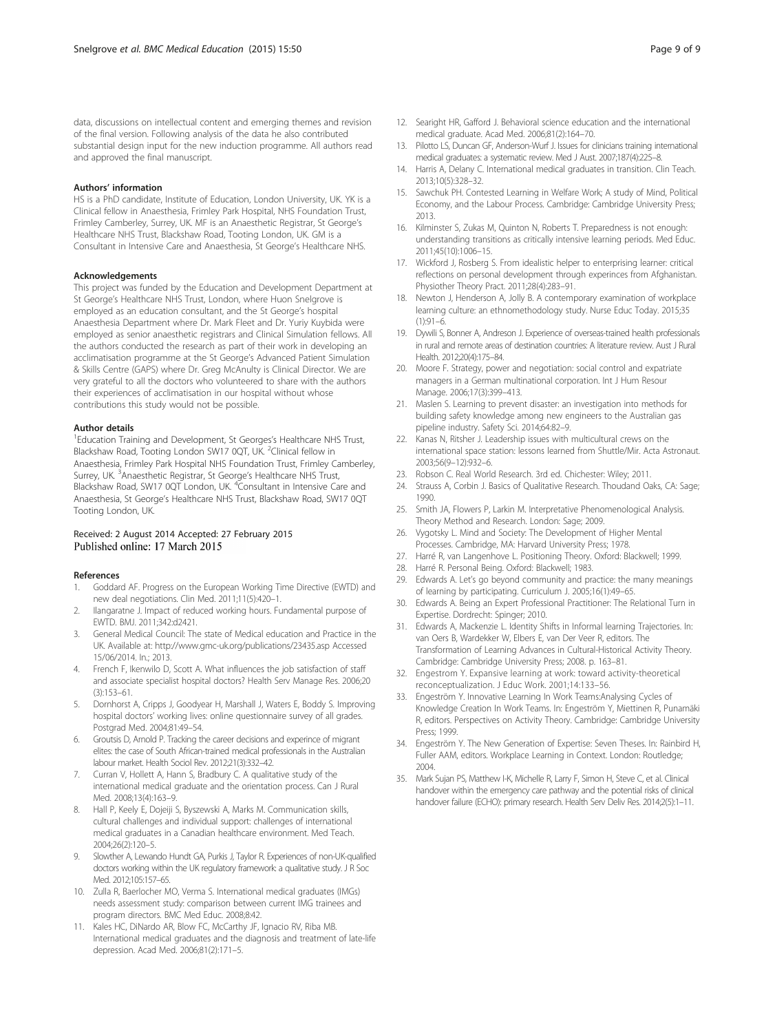data, discussions on intellectual content and emerging themes and revision of the final version. Following analysis of the data he also contributed substantial design input for the new induction programme. All authors read and approved the final manuscript.

#### Authors' information

HS is a PhD candidate, Institute of Education, London University, UK. YK is a Clinical fellow in Anaesthesia, Frimley Park Hospital, NHS Foundation Trust, Frimley Camberley, Surrey, UK. MF is an Anaesthetic Registrar, St George's Healthcare NHS Trust, Blackshaw Road, Tooting London, UK. GM is a Consultant in Intensive Care and Anaesthesia, St George's Healthcare NHS.

#### Acknowledgements

This project was funded by the Education and Development Department at St George's Healthcare NHS Trust, London, where Huon Snelgrove is employed as an education consultant, and the St George's hospital Anaesthesia Department where Dr. Mark Fleet and Dr. Yuriy Kuybida were employed as senior anaesthetic registrars and Clinical Simulation fellows. All the authors conducted the research as part of their work in developing an acclimatisation programme at the St George's Advanced Patient Simulation & Skills Centre (GAPS) where Dr. Greg McAnulty is Clinical Director. We are very grateful to all the doctors who volunteered to share with the authors their experiences of acclimatisation in our hospital without whose contributions this study would not be possible.

#### Author details

[1]Education Training and Development, St Georges's Healthcare NHS Trust, Blackshaw Road, Tooting London SW17 0QT, UK. [2]Clinical fellow in Anaesthesia, Frimley Park Hospital NHS Foundation Trust, Frimley Camberley, Surrey, UK. [3]Anaesthetic Registrar, St George's Healthcare NHS Trust, Blackshaw Road, SW17 0QT London, UK. [4]Consultant in Intensive Care and Anaesthesia, St George's Healthcare NHS Trust, Blackshaw Road, SW17 0QT Tooting London, UK.

Received: 2 August 2014 Accepted: 27 February 2015
Published online: 17 March 2015

#### References

1. Goddard AF. Progress on the European Working Time Directive (EWTD) and new deal negotiations. Clin Med. 2011;11(5):420–1.
2. Ilangaratne J. Impact of reduced working hours. Fundamental purpose of EWTD. BMJ. 2011;342:d2421.
3. General Medical Council: The state of Medical education and Practice in the UK. Available at: http://www.gmc-uk.org/publications/23435.asp Accessed 15/06/2014. In.; 2013.
4. French F, Ikenwilo D, Scott A. What influences the job satisfaction of staff and associate specialist hospital doctors? Health Serv Manage Res. 2006;20 (3):153–61.
5. Dornhorst A, Cripps J, Goodyear H, Marshall J, Waters E, Boddy S. Improving hospital doctors' working lives: online questionnaire survey of all grades. Postgrad Med. 2004;81:49–54.
6. Groutsis D, Arnold P. Tracking the career decisions and experince of migrant elites: the case of South African-trained medical professionals in the Australian labour market. Health Sociol Rev. 2012;21(3):332–42.
7. Curran V, Hollett A, Hann S, Bradbury C. A qualitative study of the international medical graduate and the orientation process. Can J Rural Med. 2008;13(4):163–9.
8. Hall P, Keely E, Dojeiji S, Byszewski A, Marks M. Communication skills, cultural challenges and individual support: challenges of international medical graduates in a Canadian healthcare environment. Med Teach. 2004;26(2):120–5.
9. Slowther A, Lewando Hundt GA, Purkis J, Taylor R. Experiences of non-UK-qualified doctors working within the UK regulatory framework: a qualitative study. J R Soc Med. 2012;105:157–65.
10. Zulla R, Baerlocher MO, Verma S. International medical graduates (IMGs) needs assessment study: comparison between current IMG trainees and program directors. BMC Med Educ. 2008;8:42.
11. Kales HC, DiNardo AR, Blow FC, McCarthy JF, Ignacio RV, Riba MB. International medical graduates and the diagnosis and treatment of late-life depression. Acad Med. 2006;81(2):171–5.
12. Searight HR, Gafford J. Behavioral science education and the international medical graduate. Acad Med. 2006;81(2):164–70.
13. Pilotto LS, Duncan GF, Anderson-Wurf J. Issues for clinicians training international medical graduates: a systematic review. Med J Aust. 2007;187(4):225–8.
14. Harris A, Delany C. International medical graduates in transition. Clin Teach. 2013;10(5):328–32.
15. Sawchuk PH. Contested Learning in Welfare Work; A study of Mind, Political Economy, and the Labour Process. Cambridge: Cambridge University Press; 2013.
16. Kilminster S, Zukas M, Quinton N, Roberts T. Preparedness is not enough: understanding transitions as critically intensive learning periods. Med Educ. 2011;45(10):1006–15.
17. Wickford J, Rosberg S. From idealistic helper to enterprising learner: critical reflections on personal development through experinces from Afghanistan. Physiother Theory Pract. 2011;28(4):283–91.
18. Newton J, Henderson A, Jolly B. A contemporary examination of workplace learning culture: an ethnomethodology study. Nurse Educ Today. 2015;35 (1):91–6.
19. Dywili S, Bonner A, Andreson J. Experience of overseas-trained health professionals in rural and remote areas of destination countries: A literature review. Aust J Rural Health. 2012;20(4):175–84.
20. Moore F. Strategy, power and negotiation: social control and expatriate managers in a German multinational corporation. Int J Hum Resour Manage. 2006;17(3):399–413.
21. Maslen S. Learning to prevent disaster: an investigation into methods for building safety knowledge among new engineers to the Australian gas pipeline industry. Safety Sci. 2014;64:82–9.
22. Kanas N, Ritsher J. Leadership issues with multicultural crews on the international space station: lessons learned from Shuttle/Mir. Acta Astronaut. 2003;56(9–12):932–6.
23. Robson C. Real World Research. 3rd ed. Chichester: Wiley; 2011.
24. Strauss A, Corbin J. Basics of Qualitative Research. Thoudand Oaks, CA: Sage; 1990.
25. Smith JA, Flowers P, Larkin M. Interpretative Phenomenological Analysis. Theory Method and Research. London: Sage; 2009.
26. Vygotsky L. Mind and Society: The Development of Higher Mental Processes. Cambridge, MA: Harvard University Press; 1978.
27. Harré R, van Langenhove L. Positioning Theory. Oxford: Blackwell; 1999.
28. Harré R. Personal Being. Oxford: Blackwell; 1983.
29. Edwards A. Let's go beyond community and practice: the many meanings of learning by participating. Curriculum J. 2005;16(1):49–65.
30. Edwards A. Being an Expert Professional Practitioner: The Relational Turn in Expertise. Dordrecht: Spinger; 2010.
31. Edwards A, Mackenzie L. Identity Shifts in Informal learning Trajectories. In: van Oers B, Wardekker W, Elbers E, van Der Veer R, editors. The Transformation of Learning Advances in Cultural-Historical Activity Theory. Cambridge: Cambridge University Press; 2008. p. 163–81.
32. Engestrom Y. Expansive learning at work: toward activity-theoretical reconceptualization. J Educ Work. 2001;14:133–56.
33. Engeström Y. Innovative Learning In Work Teams:Analysing Cycles of Knowledge Creation In Work Teams. In: Engeström Y, Miettinen R, Punamäki R, editors. Perspectives on Activity Theory. Cambridge: Cambridge University Press; 1999.
34. Engeström Y. The New Generation of Expertise: Seven Theses. In: Rainbird H, Fuller AAM, editors. Workplace Learning in Context. London: Routledge; 2004.
35. Mark Sujan PS, Matthew I-K, Michelle R, Larry F, Simon H, Steve C, et al. Clinical handover within the emergency care pathway and the potential risks of clinical handover failure (ECHO): primary research. Health Serv Deliv Res. 2014;2(5):1–11.